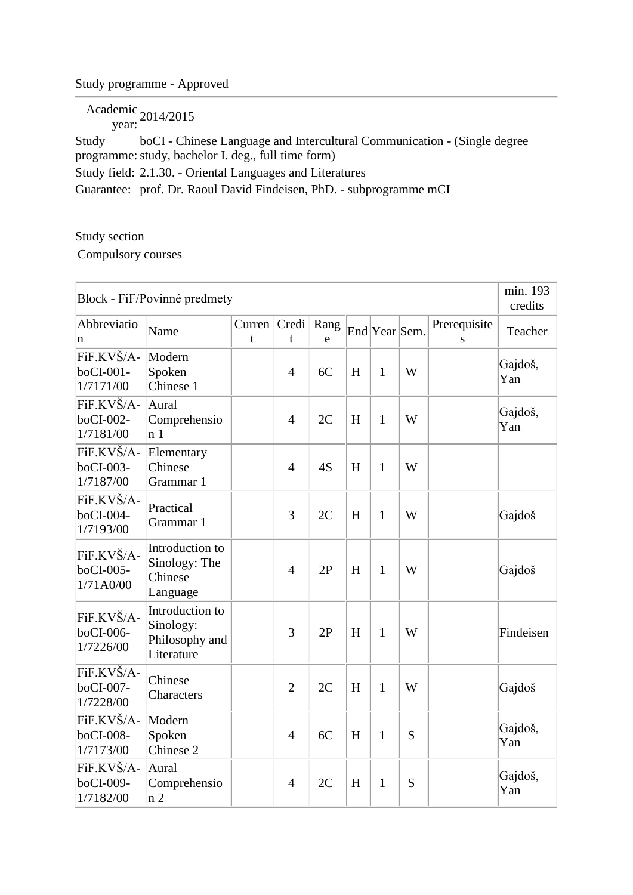Study programme - Approved

| | |
|---|---|
| Academic year: | 2014/2015 |
| Study programme: | boCI - Chinese Language and Intercultural Communication - (Single degree study, bachelor I. deg., full time form) |
| Study field: | 2.1.30. - Oriental Languages and Literatures |
| Guarantee: | prof. Dr. Raoul David Findeisen, PhD. - subprogramme mCI |

Study section

Compulsory courses

| Block - FiF/Povinné predmety | | | | | | | | | min. 193 credits |
|---|---|---|---|---|---|---|---|---|---|
| Abbreviation | Name | Current | Credit | Range | End | Year | Sem. | Prerequisites | Teacher |
| FiF.KVŠ/A-boCI-001-1/7171/00 | Modern Spoken Chinese 1 | | 4 | 6C | H | 1 | W | | Gajdoš, Yan |
| FiF.KVŠ/A-boCI-002-1/7181/00 | Aural Comprehension 1 | | 4 | 2C | H | 1 | W | | Gajdoš, Yan |
| FiF.KVŠ/A-boCI-003-1/7187/00 | Elementary Chinese Grammar 1 | | 4 | 4S | H | 1 | W | | |
| FiF.KVŠ/A-boCI-004-1/7193/00 | Practical Grammar 1 | | 3 | 2C | H | 1 | W | | Gajdoš |
| FiF.KVŠ/A-boCI-005-1/71A0/00 | Introduction to Sinology: The Chinese Language | | 4 | 2P | H | 1 | W | | Gajdoš |
| FiF.KVŠ/A-boCI-006-1/7226/00 | Introduction to Sinology: Philosophy and Literature | | 3 | 2P | H | 1 | W | | Findeisen |
| FiF.KVŠ/A-boCI-007-1/7228/00 | Chinese Characters | | 2 | 2C | H | 1 | W | | Gajdoš |
| FiF.KVŠ/A-boCI-008-1/7173/00 | Modern Spoken Chinese 2 | | 4 | 6C | H | 1 | S | | Gajdoš, Yan |
| FiF.KVŠ/A-boCI-009-1/7182/00 | Aural Comprehension 2 | | 4 | 2C | H | 1 | S | | Gajdoš, Yan |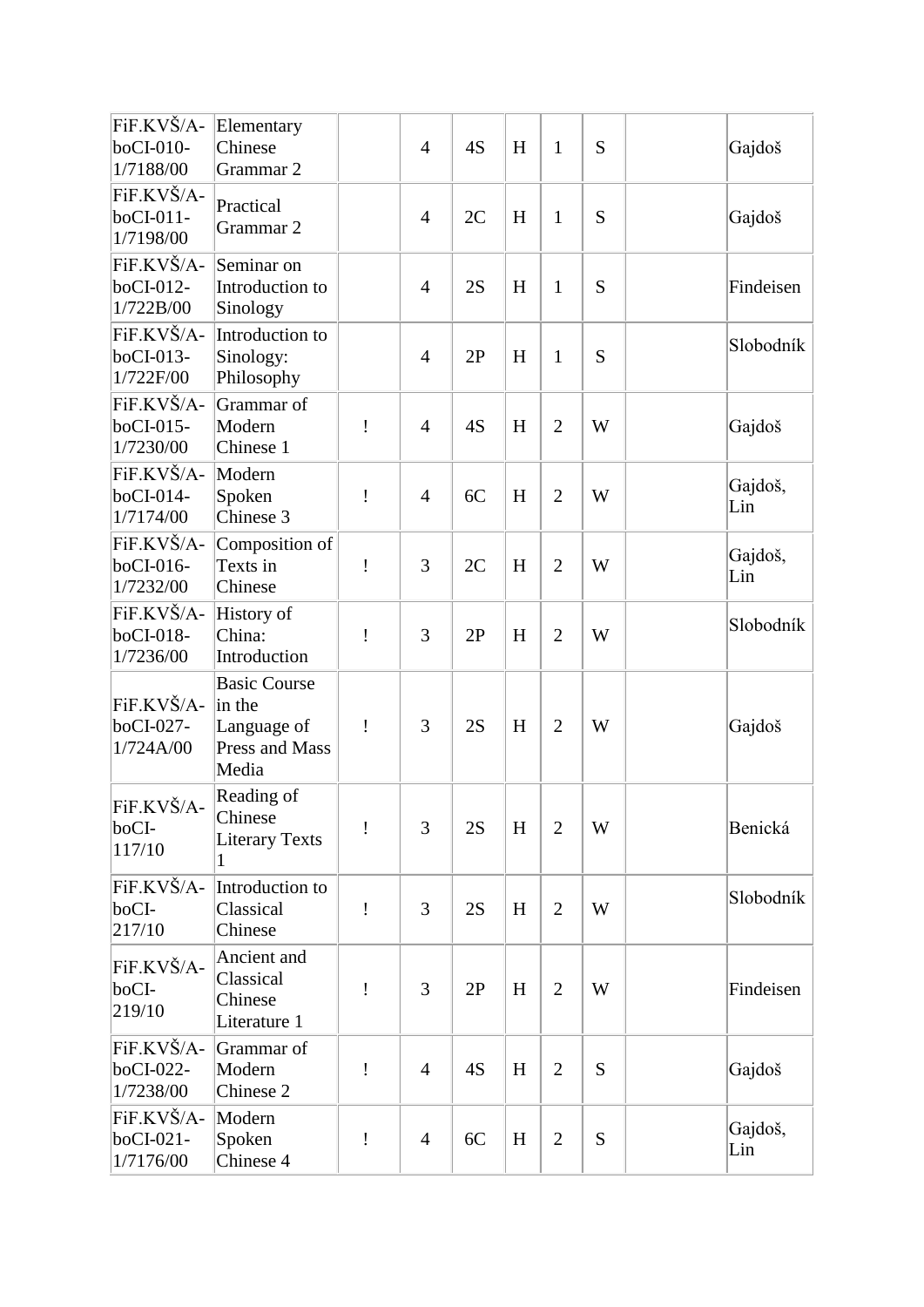| | | | | | | | | | |
|---|---|---|---|---|---|---|---|---|---|
| FiF.KVŠ/A-boCI-010-1/7188/00 | Elementary Chinese Grammar 2 | | 4 | 4S | H | 1 | S | | Gajdoš |
| FiF.KVŠ/A-boCI-011-1/7198/00 | Practical Grammar 2 | | 4 | 2C | H | 1 | S | | Gajdoš |
| FiF.KVŠ/A-boCI-012-1/722B/00 | Seminar on Introduction to Sinology | | 4 | 2S | H | 1 | S | | Findeisen |
| FiF.KVŠ/A-boCI-013-1/722F/00 | Introduction to Sinology: Philosophy | | 4 | 2P | H | 1 | S | | Slobodník |
| FiF.KVŠ/A-boCI-015-1/7230/00 | Grammar of Modern Chinese 1 | ! | 4 | 4S | H | 2 | W | | Gajdoš |
| FiF.KVŠ/A-boCI-014-1/7174/00 | Modern Spoken Chinese 3 | ! | 4 | 6C | H | 2 | W | | Gajdoš, Lin |
| FiF.KVŠ/A-boCI-016-1/7232/00 | Composition of Texts in Chinese | ! | 3 | 2C | H | 2 | W | | Gajdoš, Lin |
| FiF.KVŠ/A-boCI-018-1/7236/00 | History of China: Introduction | ! | 3 | 2P | H | 2 | W | | Slobodník |
| FiF.KVŠ/A-boCI-027-1/724A/00 | Basic Course in the Language of Press and Mass Media | ! | 3 | 2S | H | 2 | W | | Gajdoš |
| FiF.KVŠ/A-boCI-117/10 | Reading of Chinese Literary Texts 1 | ! | 3 | 2S | H | 2 | W | | Benická |
| FiF.KVŠ/A-boCI-217/10 | Introduction to Classical Chinese | ! | 3 | 2S | H | 2 | W | | Slobodník |
| FiF.KVŠ/A-boCI-219/10 | Ancient and Classical Chinese Literature 1 | ! | 3 | 2P | H | 2 | W | | Findeisen |
| FiF.KVŠ/A-boCI-022-1/7238/00 | Grammar of Modern Chinese 2 | ! | 4 | 4S | H | 2 | S | | Gajdoš |
| FiF.KVŠ/A-boCI-021-1/7176/00 | Modern Spoken Chinese 4 | ! | 4 | 6C | H | 2 | S | | Gajdoš, Lin |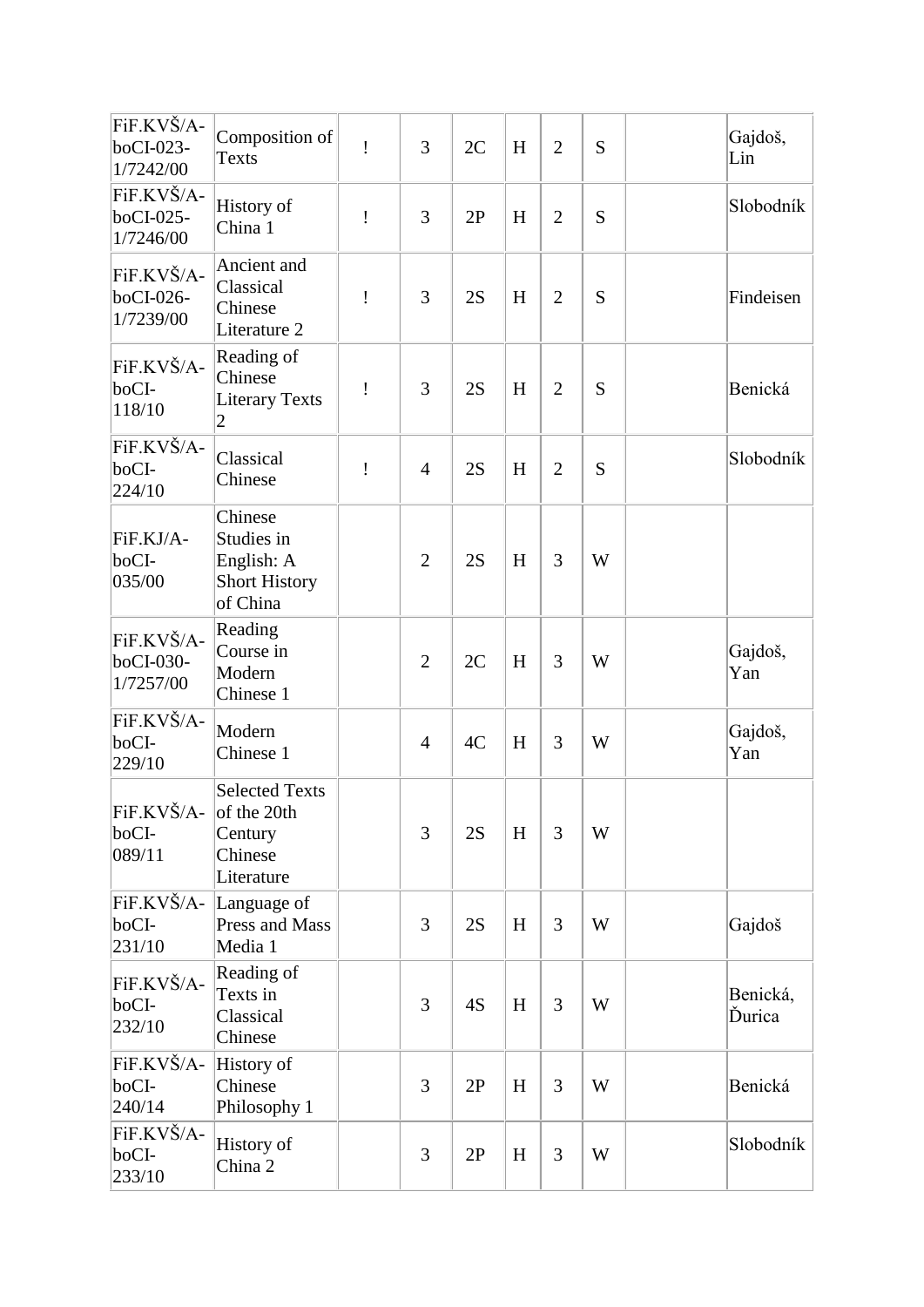| | | | | | | | | | |
|---|---|---|---|---|---|---|---|---|---|
| FiF.KVŠ/A-boCI-023-1/7242/00 | Composition of Texts | ! | 3 | 2C | H | 2 | S | | Gajdoš, Lin |
| FiF.KVŠ/A-boCI-025-1/7246/00 | History of China 1 | ! | 3 | 2P | H | 2 | S | | Slobodník |
| FiF.KVŠ/A-boCI-026-1/7239/00 | Ancient and Classical Chinese Literature 2 | ! | 3 | 2S | H | 2 | S | | Findeisen |
| FiF.KVŠ/A-boCI-118/10 | Reading of Chinese Literary Texts 2 | ! | 3 | 2S | H | 2 | S | | Benická |
| FiF.KVŠ/A-boCI-224/10 | Classical Chinese | ! | 4 | 2S | H | 2 | S | | Slobodník |
| FiF.KJ/A-boCI-035/00 | Chinese Studies in English: A Short History of China | | 2 | 2S | H | 3 | W | | |
| FiF.KVŠ/A-boCI-030-1/7257/00 | Reading Course in Modern Chinese 1 | | 2 | 2C | H | 3 | W | | Gajdoš, Yan |
| FiF.KVŠ/A-boCI-229/10 | Modern Chinese 1 | | 4 | 4C | H | 3 | W | | Gajdoš, Yan |
| FiF.KVŠ/A-boCI-089/11 | Selected Texts of the 20th Century Chinese Literature | | 3 | 2S | H | 3 | W | | |
| FiF.KVŠ/A-boCI-231/10 | Language of Press and Mass Media 1 | | 3 | 2S | H | 3 | W | | Gajdoš |
| FiF.KVŠ/A-boCI-232/10 | Reading of Texts in Classical Chinese | | 3 | 4S | H | 3 | W | | Benická, Ďurica |
| FiF.KVŠ/A-boCI-240/14 | History of Chinese Philosophy 1 | | 3 | 2P | H | 3 | W | | Benická |
| FiF.KVŠ/A-boCI-233/10 | History of China 2 | | 3 | 2P | H | 3 | W | | Slobodník |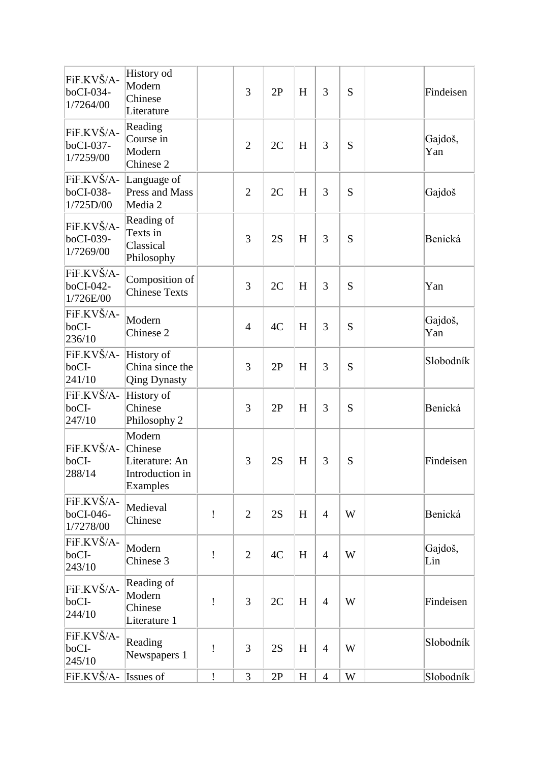| | | | | | | | | | |
|---|---|---|---|---|---|---|---|---|---|
| FiF.KVŠ/A-boCI-034-1/7264/00 | History od Modern Chinese Literature | | 3 | 2P | H | 3 | S | | Findeisen |
| FiF.KVŠ/A-boCI-037-1/7259/00 | Reading Course in Modern Chinese 2 | | 2 | 2C | H | 3 | S | | Gajdoš, Yan |
| FiF.KVŠ/A-boCI-038-1/725D/00 | Language of Press and Mass Media 2 | | 2 | 2C | H | 3 | S | | Gajdoš |
| FiF.KVŠ/A-boCI-039-1/7269/00 | Reading of Texts in Classical Philosophy | | 3 | 2S | H | 3 | S | | Benická |
| FiF.KVŠ/A-boCI-042-1/726E/00 | Composition of Chinese Texts | | 3 | 2C | H | 3 | S | | Yan |
| FiF.KVŠ/A-boCI-236/10 | Modern Chinese 2 | | 4 | 4C | H | 3 | S | | Gajdoš, Yan |
| FiF.KVŠ/A-boCI-241/10 | History of China since the Qing Dynasty | | 3 | 2P | H | 3 | S | | Slobodník |
| FiF.KVŠ/A-boCI-247/10 | History of Chinese Philosophy 2 | | 3 | 2P | H | 3 | S | | Benická |
| FiF.KVŠ/A-boCI-288/14 | Modern Chinese Literature: An Introduction in Examples | | 3 | 2S | H | 3 | S | | Findeisen |
| FiF.KVŠ/A-boCI-046-1/7278/00 | Medieval Chinese | ! | 2 | 2S | H | 4 | W | | Benická |
| FiF.KVŠ/A-boCI-243/10 | Modern Chinese 3 | ! | 2 | 4C | H | 4 | W | | Gajdoš, Lin |
| FiF.KVŠ/A-boCI-244/10 | Reading of Modern Chinese Literature 1 | ! | 3 | 2C | H | 4 | W | | Findeisen |
| FiF.KVŠ/A-boCI-245/10 | Reading Newspapers 1 | ! | 3 | 2S | H | 4 | W | | Slobodník |
| FiF.KVŠ/A- | Issues of | ! | 3 | 2P | H | 4 | W | | Slobodník |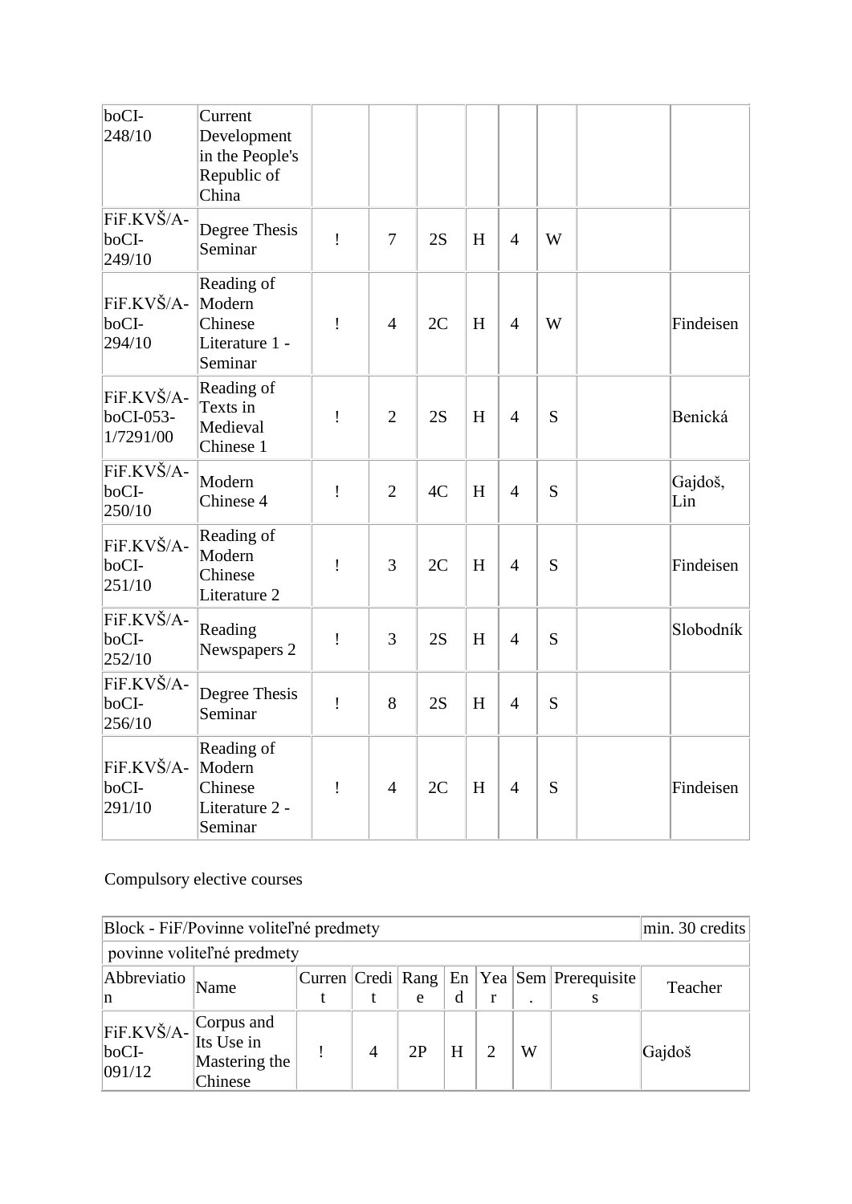| | | | | | | | | | |
|---|---|---|---|---|---|---|---|---|---|
| boCI-248/10 | Current Development in the People's Republic of China | | | | | | | | |
| FiF.KVŠ/A-boCI-249/10 | Degree Thesis Seminar | ! | 7 | 2S | H | 4 | W | | |
| FiF.KVŠ/A-boCI-294/10 | Reading of Modern Chinese Literature 1 - Seminar | ! | 4 | 2C | H | 4 | W | | Findeisen |
| FiF.KVŠ/A-boCI-053-1/7291/00 | Reading of Texts in Medieval Chinese 1 | ! | 2 | 2S | H | 4 | S | | Benická |
| FiF.KVŠ/A-boCI-250/10 | Modern Chinese 4 | ! | 2 | 4C | H | 4 | S | | Gajdoš, Lin |
| FiF.KVŠ/A-boCI-251/10 | Reading of Modern Chinese Literature 2 | ! | 3 | 2C | H | 4 | S | | Findeisen |
| FiF.KVŠ/A-boCI-252/10 | Reading Newspapers 2 | ! | 3 | 2S | H | 4 | S | | Slobodník |
| FiF.KVŠ/A-boCI-256/10 | Degree Thesis Seminar | ! | 8 | 2S | H | 4 | S | | |
| FiF.KVŠ/A-boCI-291/10 | Reading of Modern Chinese Literature 2 - Seminar | ! | 4 | 2C | H | 4 | S | | Findeisen |

Compulsory elective courses

| Block - FiF/Povinne voliteľné predmety | | | | | | | | | min. 30 credits |
|---|---|---|---|---|---|---|---|---|---|
| povinne voliteľné predmety | | | | | | | | | |
| Abbreviation | Name | Current | Credit | Range | End | Year | Sem. | Prerequisites | Teacher |
| FiF.KVŠ/A-boCI-091/12 | Corpus and Its Use in Mastering the Chinese | ! | 4 | 2P | H | 2 | W | | Gajdoš |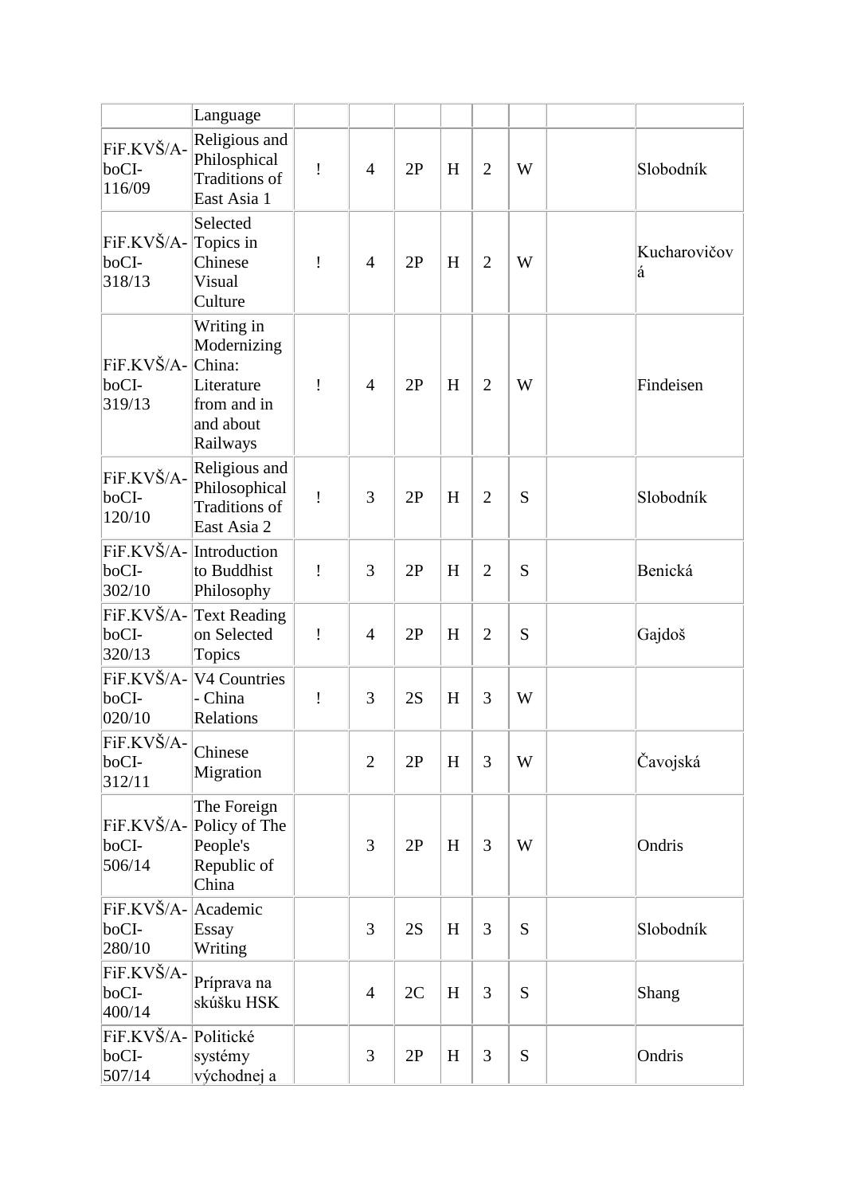| | Language | | | | | | | | |
|---|---|---|---|---|---|---|---|---|---|
| FiF.KVŠ/A-boCI-116/09 | Religious and Philosphical Traditions of East Asia 1 | ! | 4 | 2P | H | 2 | W | | Slobodník |
| FiF.KVŠ/A-boCI-318/13 | Selected Topics in Chinese Visual Culture | ! | 4 | 2P | H | 2 | W | | Kucharovičová |
| FiF.KVŠ/A-boCI-319/13 | Writing in Modernizing China: Literature from and in and about Railways | ! | 4 | 2P | H | 2 | W | | Findeisen |
| FiF.KVŠ/A-boCI-120/10 | Religious and Philosophical Traditions of East Asia 2 | ! | 3 | 2P | H | 2 | S | | Slobodník |
| FiF.KVŠ/A-boCI-302/10 | Introduction to Buddhist Philosophy | ! | 3 | 2P | H | 2 | S | | Benická |
| FiF.KVŠ/A-boCI-320/13 | Text Reading on Selected Topics | ! | 4 | 2P | H | 2 | S | | Gajdoš |
| FiF.KVŠ/A-boCI-020/10 | V4 Countries - China Relations | ! | 3 | 2S | H | 3 | W | | |
| FiF.KVŠ/A-boCI-312/11 | Chinese Migration | | 2 | 2P | H | 3 | W | | Čavojská |
| FiF.KVŠ/A-boCI-506/14 | The Foreign Policy of The People's Republic of China | | 3 | 2P | H | 3 | W | | Ondris |
| FiF.KVŠ/A-boCI-280/10 | Academic Essay Writing | | 3 | 2S | H | 3 | S | | Slobodník |
| FiF.KVŠ/A-boCI-400/14 | Príprava na skúšku HSK | | 4 | 2C | H | 3 | S | | Shang |
| FiF.KVŠ/A-boCI-507/14 | Politické systémy východnej a | | 3 | 2P | H | 3 | S | | Ondris |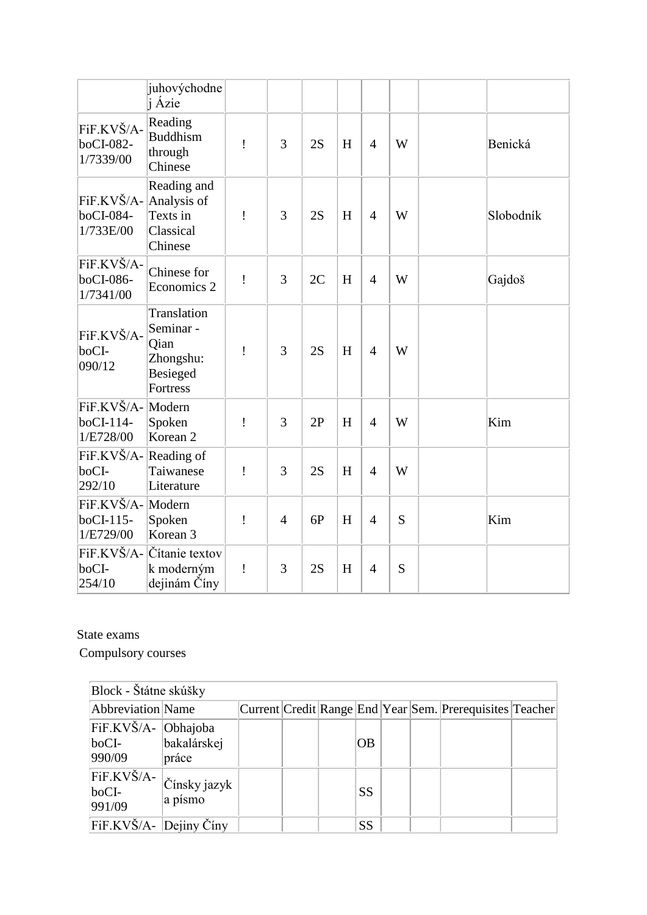|  | juhovýchodnej Ázie |  |  |  |  |  |  |  |  |
|---|---|---|---|---|---|---|---|---|---|
| FiF.KVŠ/A-boCI-082-1/7339/00 | Reading Buddhism through Chinese | ! | 3 | 2S | H | 4 | W |  | Benická |
| FiF.KVŠ/A-boCI-084-1/733E/00 | Reading and Analysis of Texts in Classical Chinese | ! | 3 | 2S | H | 4 | W |  | Slobodník |
| FiF.KVŠ/A-boCI-086-1/7341/00 | Chinese for Economics 2 | ! | 3 | 2C | H | 4 | W |  | Gajdoš |
| FiF.KVŠ/A-boCI-090/12 | Translation Seminar - Qian Zhongshu: Besieged Fortress | ! | 3 | 2S | H | 4 | W |  |  |
| FiF.KVŠ/A-boCI-114-1/E728/00 | Modern Spoken Korean 2 | ! | 3 | 2P | H | 4 | W |  | Kim |
| FiF.KVŠ/A-boCI-292/10 | Reading of Taiwanese Literature | ! | 3 | 2S | H | 4 | W |  |  |
| FiF.KVŠ/A-boCI-115-1/E729/00 | Modern Spoken Korean 3 | ! | 4 | 6P | H | 4 | S |  | Kim |
| FiF.KVŠ/A-boCI-254/10 | Čítanie textov k moderným dejinám Číny | ! | 3 | 2S | H | 4 | S |  |  |

State exams

Compulsory courses

| Block - Štátne skúšky |  |  |  |  |  |  |  |  |  |
|---|---|---|---|---|---|---|---|---|---|
| Abbreviation | Name | Current | Credit | Range | End | Year | Sem. | Prerequisites | Teacher |
| FiF.KVŠ/A-boCI-990/09 | Obhajoba bakalárskej práce |  |  |  | OB |  |  |  |  |
| FiF.KVŠ/A-boCI-991/09 | Čínsky jazyk a písmo |  |  |  | SS |  |  |  |  |
| FiF.KVŠ/A- | Dejiny Číny |  |  |  | SS |  |  |  |  |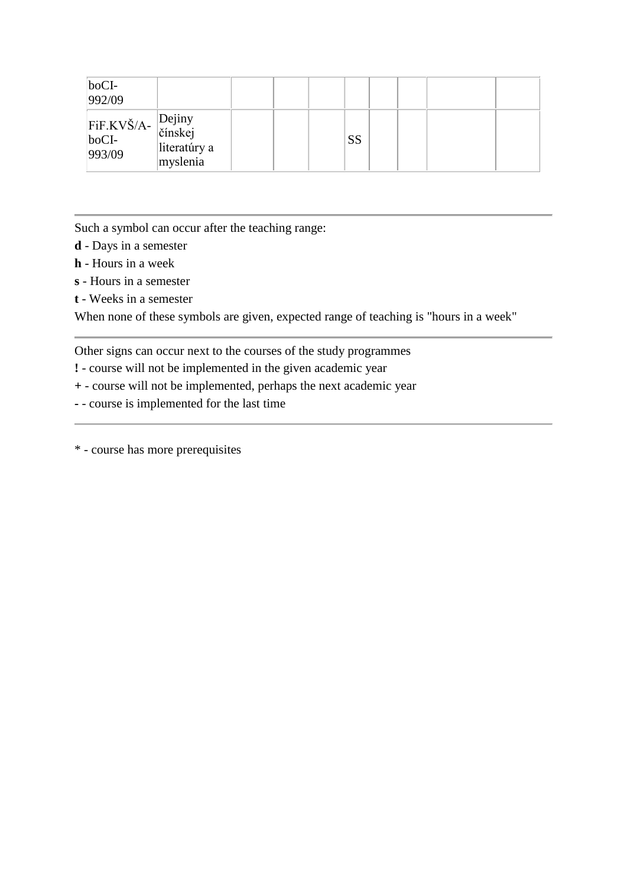| | | | | | | | | | |
|---|---|---|---|---|---|---|---|---|---|
| boCI-992/09 | | | | | | | | | |
| FiF.KVŠ/A-boCI-993/09 | Dejiny čínskej literatúry a myslenia | | | | SS | | | | |

---

Such a symbol can occur after the teaching range:

**d** - Days in a semester

**h** - Hours in a week

**s** - Hours in a semester

**t** - Weeks in a semester

When none of these symbols are given, expected range of teaching is "hours in a week"

---

Other signs can occur next to the courses of the study programmes

**!** - course will not be implemented in the given academic year

**+** - course will not be implemented, perhaps the next academic year

**-** - course is implemented for the last time

---

* - course has more prerequisites